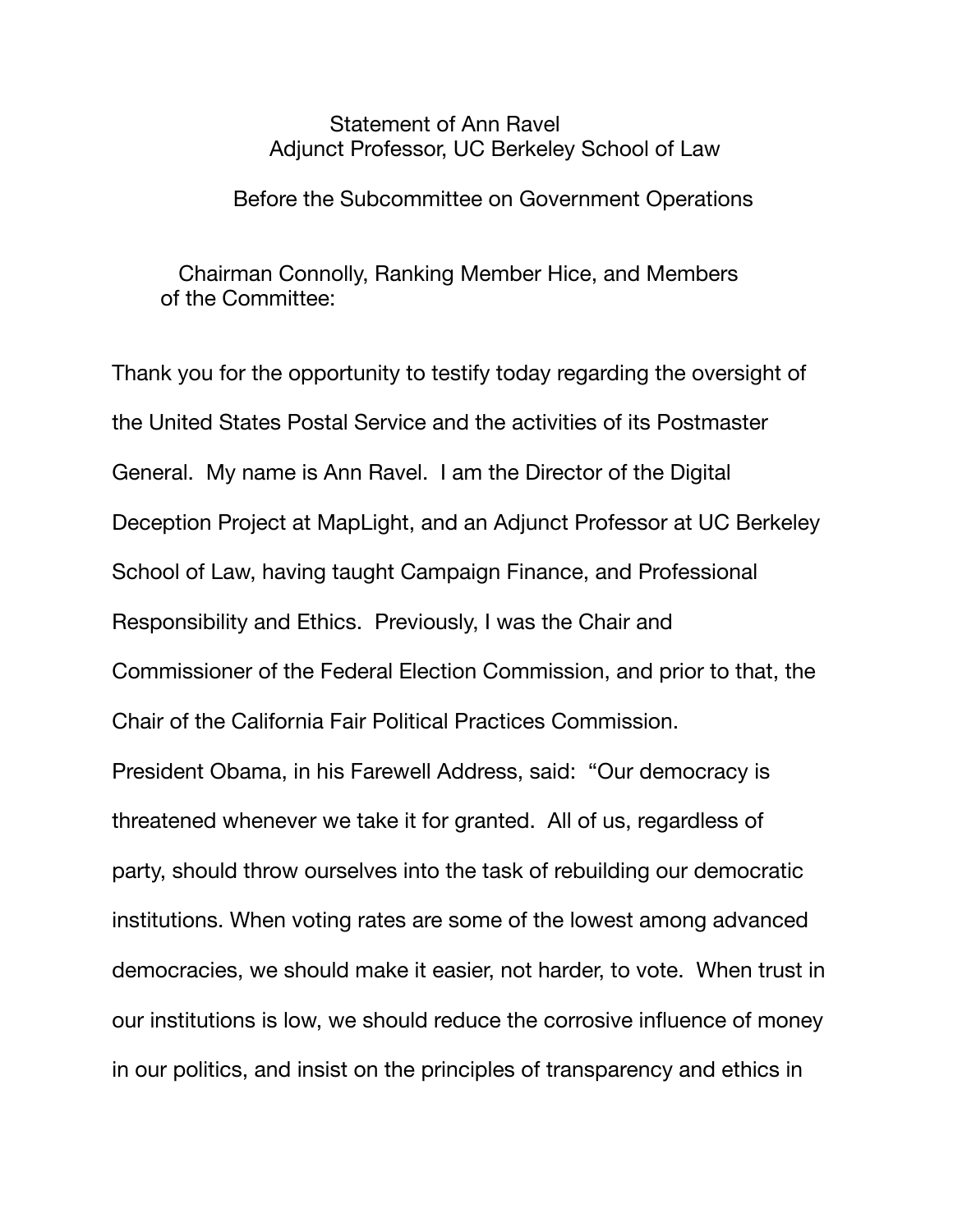Statement of Ann Ravel
Adjunct Professor, UC Berkeley School of Law

Before the Subcommittee on Government Operations

Chairman Connolly, Ranking Member Hice, and Members of the Committee:

Thank you for the opportunity to testify today regarding the oversight of the United States Postal Service and the activities of its Postmaster General. My name is Ann Ravel. I am the Director of the Digital Deception Project at MapLight, and an Adjunct Professor at UC Berkeley School of Law, having taught Campaign Finance, and Professional Responsibility and Ethics. Previously, I was the Chair and Commissioner of the Federal Election Commission, and prior to that, the Chair of the California Fair Political Practices Commission.

President Obama, in his Farewell Address, said: "Our democracy is threatened whenever we take it for granted. All of us, regardless of party, should throw ourselves into the task of rebuilding our democratic institutions. When voting rates are some of the lowest among advanced democracies, we should make it easier, not harder, to vote. When trust in our institutions is low, we should reduce the corrosive influence of money in our politics, and insist on the principles of transparency and ethics in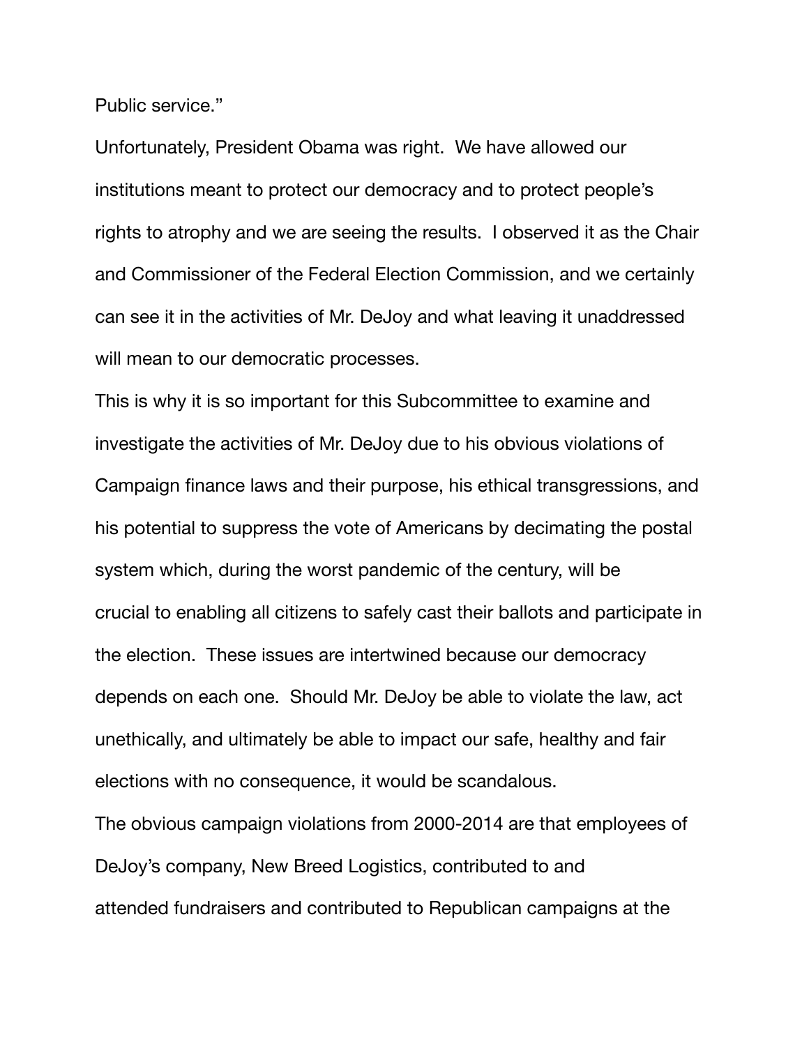Public service."

Unfortunately, President Obama was right. We have allowed our institutions meant to protect our democracy and to protect people's rights to atrophy and we are seeing the results. I observed it as the Chair and Commissioner of the Federal Election Commission, and we certainly can see it in the activities of Mr. DeJoy and what leaving it unaddressed will mean to our democratic processes.

This is why it is so important for this Subcommittee to examine and investigate the activities of Mr. DeJoy due to his obvious violations of Campaign finance laws and their purpose, his ethical transgressions, and his potential to suppress the vote of Americans by decimating the postal system which, during the worst pandemic of the century, will be crucial to enabling all citizens to safely cast their ballots and participate in the election. These issues are intertwined because our democracy depends on each one. Should Mr. DeJoy be able to violate the law, act unethically, and ultimately be able to impact our safe, healthy and fair elections with no consequence, it would be scandalous.

The obvious campaign violations from 2000-2014 are that employees of DeJoy's company, New Breed Logistics, contributed to and attended fundraisers and contributed to Republican campaigns at the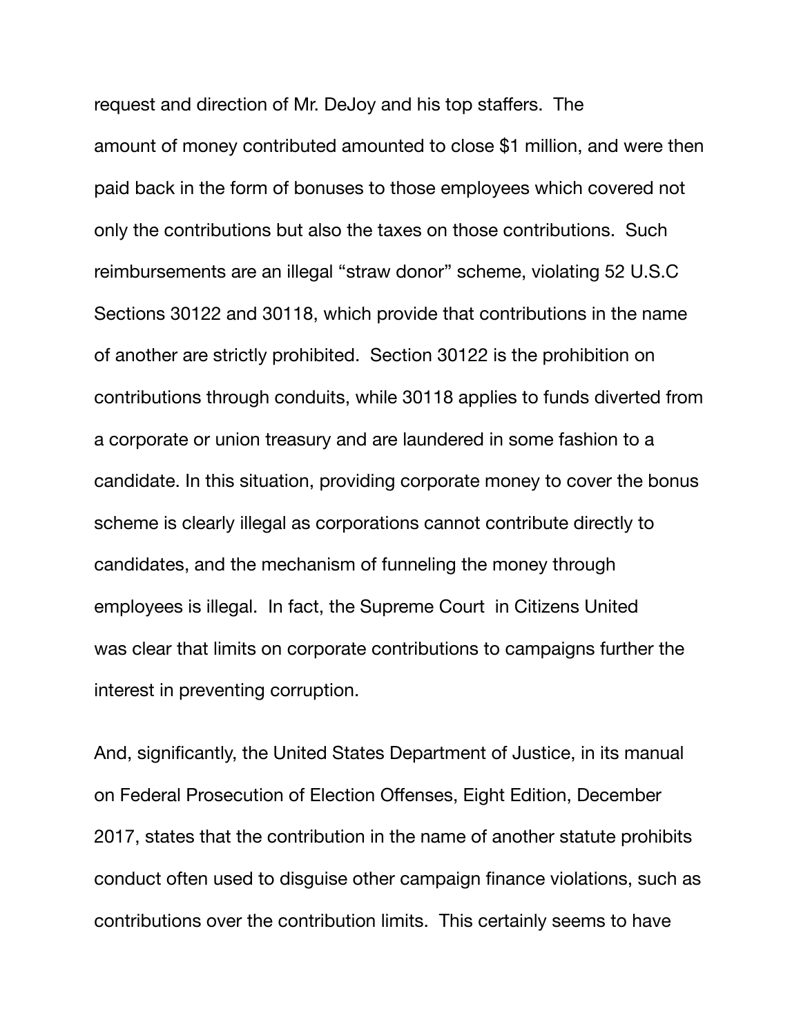request and direction of Mr. DeJoy and his top staffers. The amount of money contributed amounted to close $1 million, and were then paid back in the form of bonuses to those employees which covered not only the contributions but also the taxes on those contributions. Such reimbursements are an illegal "straw donor" scheme, violating 52 U.S.C Sections 30122 and 30118, which provide that contributions in the name of another are strictly prohibited. Section 30122 is the prohibition on contributions through conduits, while 30118 applies to funds diverted from a corporate or union treasury and are laundered in some fashion to a candidate. In this situation, providing corporate money to cover the bonus scheme is clearly illegal as corporations cannot contribute directly to candidates, and the mechanism of funneling the money through employees is illegal. In fact, the Supreme Court in Citizens United was clear that limits on corporate contributions to campaigns further the interest in preventing corruption.

And, significantly, the United States Department of Justice, in its manual on Federal Prosecution of Election Offenses, Eight Edition, December 2017, states that the contribution in the name of another statute prohibits conduct often used to disguise other campaign finance violations, such as contributions over the contribution limits. This certainly seems to have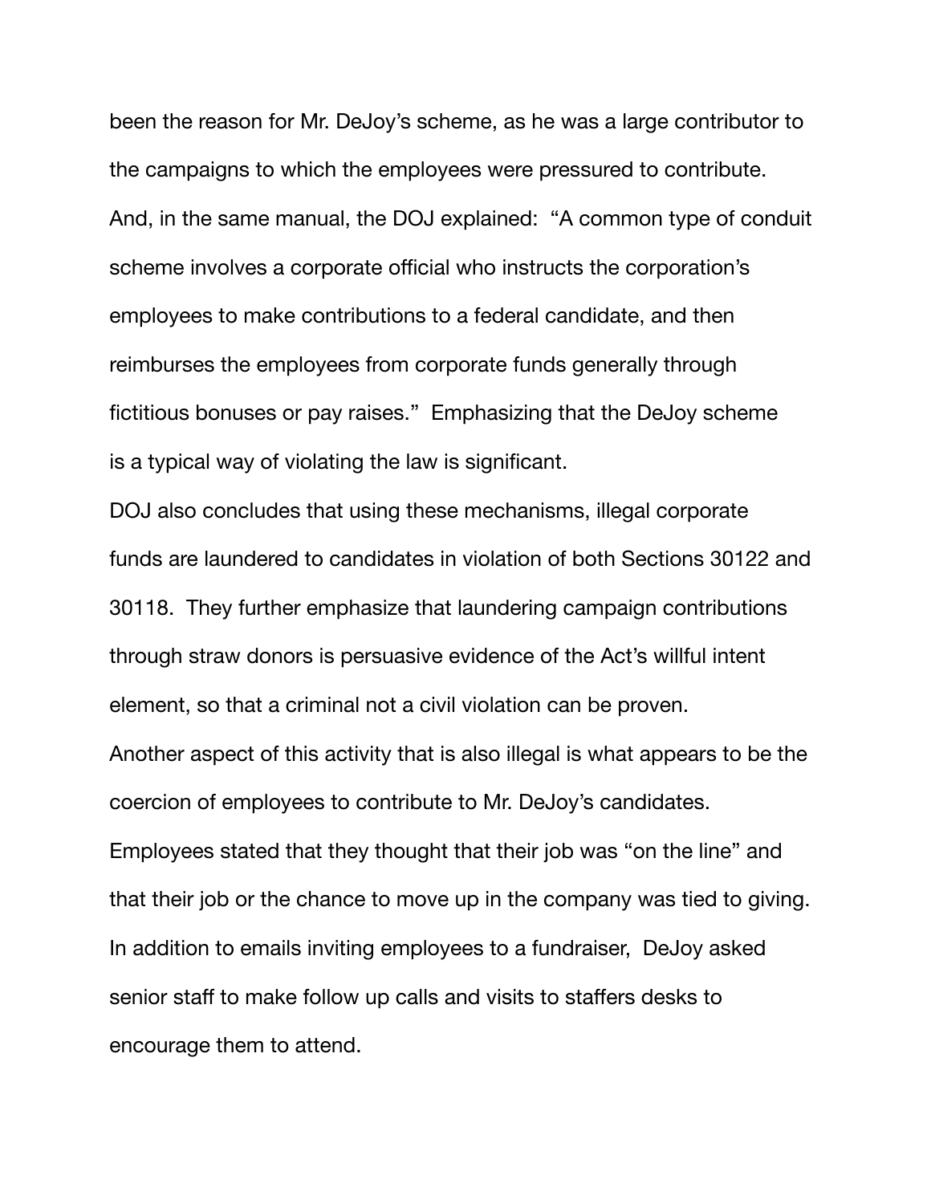been the reason for Mr. DeJoy's scheme, as he was a large contributor to the campaigns to which the employees were pressured to contribute. And, in the same manual, the DOJ explained: "A common type of conduit scheme involves a corporate official who instructs the corporation's employees to make contributions to a federal candidate, and then reimburses the employees from corporate funds generally through fictitious bonuses or pay raises." Emphasizing that the DeJoy scheme is a typical way of violating the law is significant.

DOJ also concludes that using these mechanisms, illegal corporate funds are laundered to candidates in violation of both Sections 30122 and 30118. They further emphasize that laundering campaign contributions through straw donors is persuasive evidence of the Act's willful intent element, so that a criminal not a civil violation can be proven.

Another aspect of this activity that is also illegal is what appears to be the coercion of employees to contribute to Mr. DeJoy's candidates. Employees stated that they thought that their job was "on the line" and that their job or the chance to move up in the company was tied to giving. In addition to emails inviting employees to a fundraiser, DeJoy asked senior staff to make follow up calls and visits to staffers desks to encourage them to attend.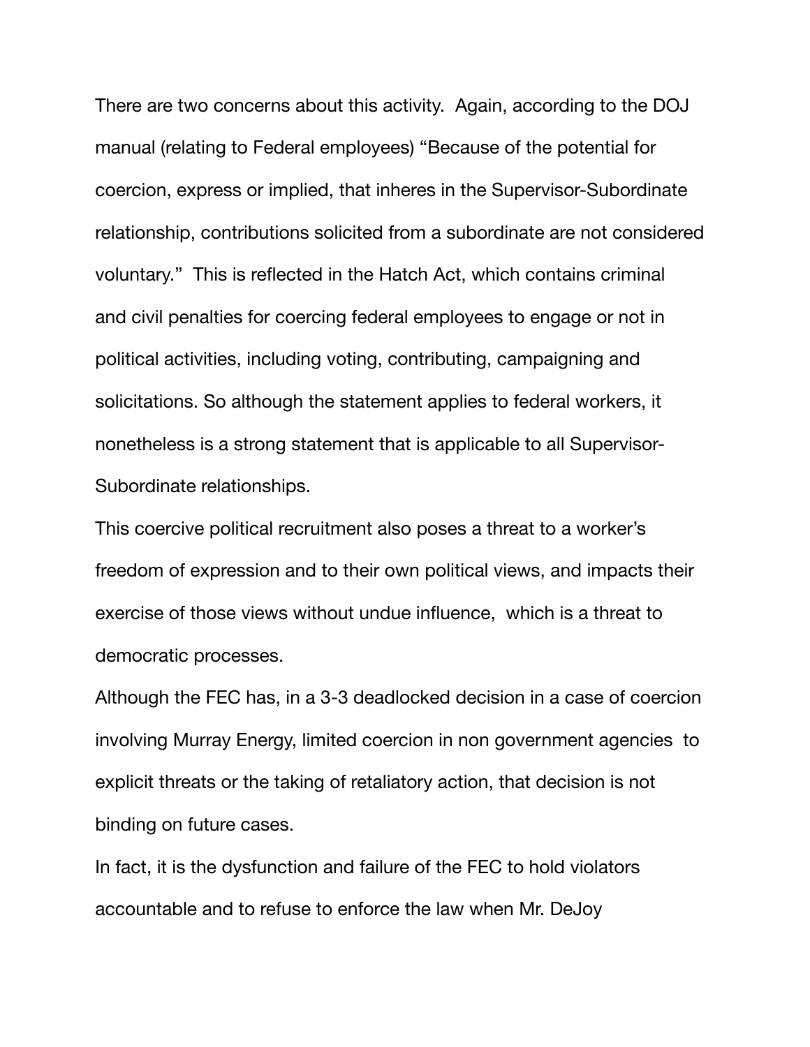There are two concerns about this activity. Again, according to the DOJ manual (relating to Federal employees) "Because of the potential for coercion, express or implied, that inheres in the Supervisor-Subordinate relationship, contributions solicited from a subordinate are not considered voluntary." This is reflected in the Hatch Act, which contains criminal and civil penalties for coercing federal employees to engage or not in political activities, including voting, contributing, campaigning and solicitations. So although the statement applies to federal workers, it nonetheless is a strong statement that is applicable to all Supervisor-Subordinate relationships.

This coercive political recruitment also poses a threat to a worker's freedom of expression and to their own political views, and impacts their exercise of those views without undue influence, which is a threat to democratic processes.

Although the FEC has, in a 3-3 deadlocked decision in a case of coercion involving Murray Energy, limited coercion in non government agencies to explicit threats or the taking of retaliatory action, that decision is not binding on future cases.

In fact, it is the dysfunction and failure of the FEC to hold violators accountable and to refuse to enforce the law when Mr. DeJoy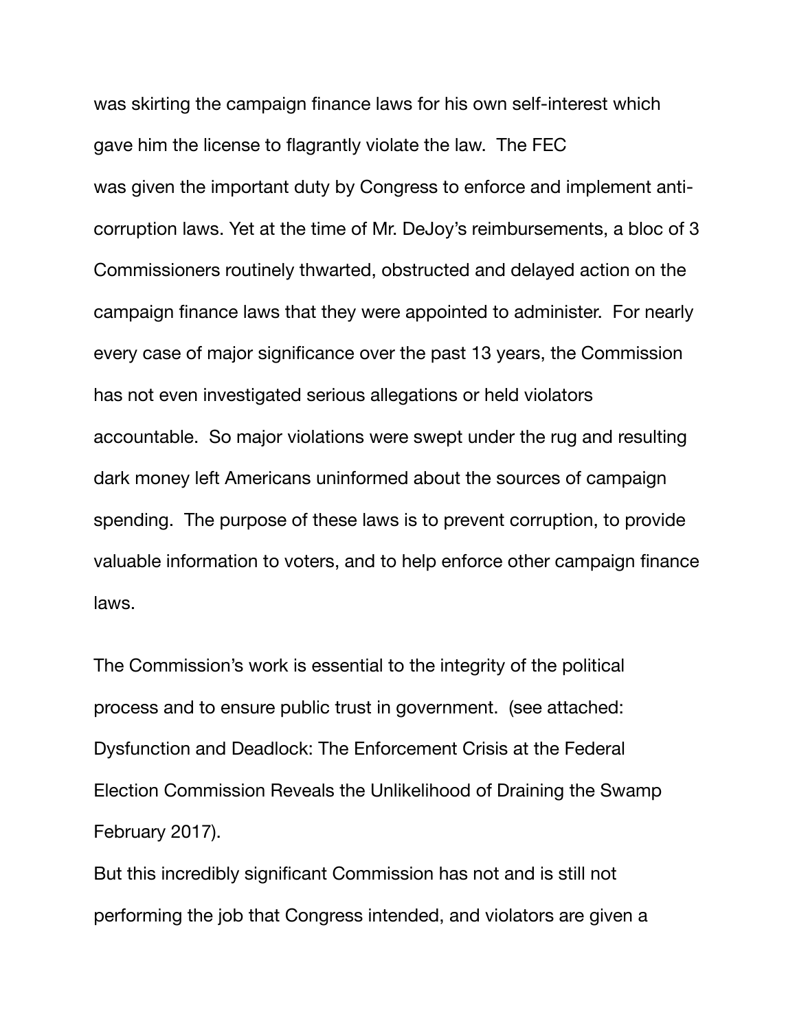was skirting the campaign finance laws for his own self-interest which gave him the license to flagrantly violate the law. The FEC was given the important duty by Congress to enforce and implement anti-corruption laws. Yet at the time of Mr. DeJoy's reimbursements, a bloc of 3 Commissioners routinely thwarted, obstructed and delayed action on the campaign finance laws that they were appointed to administer. For nearly every case of major significance over the past 13 years, the Commission has not even investigated serious allegations or held violators accountable. So major violations were swept under the rug and resulting dark money left Americans uninformed about the sources of campaign spending. The purpose of these laws is to prevent corruption, to provide valuable information to voters, and to help enforce other campaign finance laws.

The Commission's work is essential to the integrity of the political process and to ensure public trust in government. (see attached: Dysfunction and Deadlock: The Enforcement Crisis at the Federal Election Commission Reveals the Unlikelihood of Draining the Swamp February 2017).

But this incredibly significant Commission has not and is still not performing the job that Congress intended, and violators are given a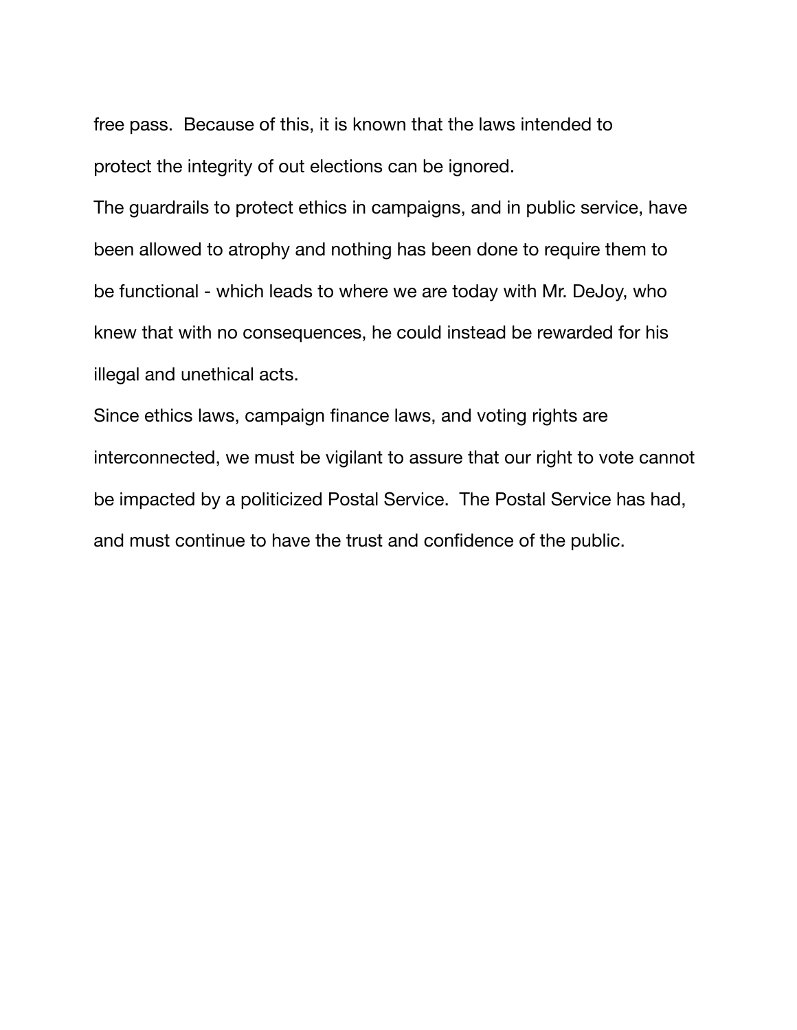free pass. Because of this, it is known that the laws intended to protect the integrity of out elections can be ignored.

The guardrails to protect ethics in campaigns, and in public service, have been allowed to atrophy and nothing has been done to require them to be functional - which leads to where we are today with Mr. DeJoy, who knew that with no consequences, he could instead be rewarded for his illegal and unethical acts.

Since ethics laws, campaign finance laws, and voting rights are interconnected, we must be vigilant to assure that our right to vote cannot be impacted by a politicized Postal Service. The Postal Service has had, and must continue to have the trust and confidence of the public.